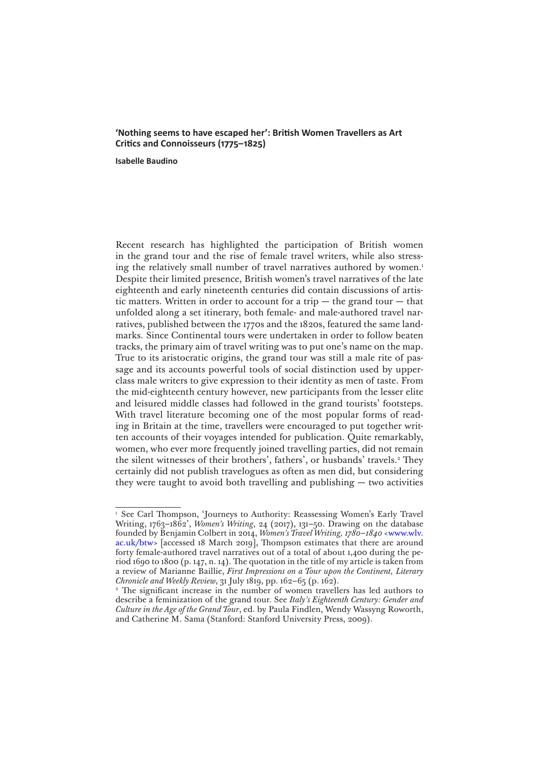# 'Nothing seems to have escaped her': British Women Travellers as Art Critics and Connoisseurs (1775–1825)

**Isabelle Baudino**

Recent research has highlighted the participation of British women in the grand tour and the rise of female travel writers, while also stressing the relatively small number of travel narratives authored by women.[1] Despite their limited presence, British women's travel narratives of the late eighteenth and early nineteenth centuries did contain discussions of artistic matters. Written in order to account for a trip — the grand tour — that unfolded along a set itinerary, both female- and male-authored travel narratives, published between the 1770s and the 1820s, featured the same landmarks. Since Continental tours were undertaken in order to follow beaten tracks, the primary aim of travel writing was to put one's name on the map. True to its aristocratic origins, the grand tour was still a male rite of passage and its accounts powerful tools of social distinction used by upper-class male writers to give expression to their identity as men of taste. From the mid-eighteenth century however, new participants from the lesser elite and leisured middle classes had followed in the grand tourists' footsteps. With travel literature becoming one of the most popular forms of reading in Britain at the time, travellers were encouraged to put together written accounts of their voyages intended for publication. Quite remarkably, women, who ever more frequently joined travelling parties, did not remain the silent witnesses of their brothers', fathers', or husbands' travels.[2] They certainly did not publish travelogues as often as men did, but considering they were taught to avoid both travelling and publishing — two activities

---

[1] See Carl Thompson, 'Journeys to Authority: Reassessing Women's Early Travel Writing, 1763–1862', *Women's Writing*, 24 (2017), 131–50. Drawing on the database founded by Benjamin Colbert in 2014, *Women's Travel Writing, 1780–1840* <www.wlv.ac.uk/btw> [accessed 18 March 2019], Thompson estimates that there are around forty female-authored travel narratives out of a total of about 1,400 during the period 1690 to 1800 (p. 147, n. 14). The quotation in the title of my article is taken from a review of Marianne Baillie, *First Impressions on a Tour upon the Continent, Literary Chronicle and Weekly Review*, 31 July 1819, pp. 162–65 (p. 162).

[2] The significant increase in the number of women travellers has led authors to describe a feminization of the grand tour. See *Italy's Eighteenth Century: Gender and Culture in the Age of the Grand Tour*, ed. by Paula Findlen, Wendy Wassyng Roworth, and Catherine M. Sama (Stanford: Stanford University Press, 2009).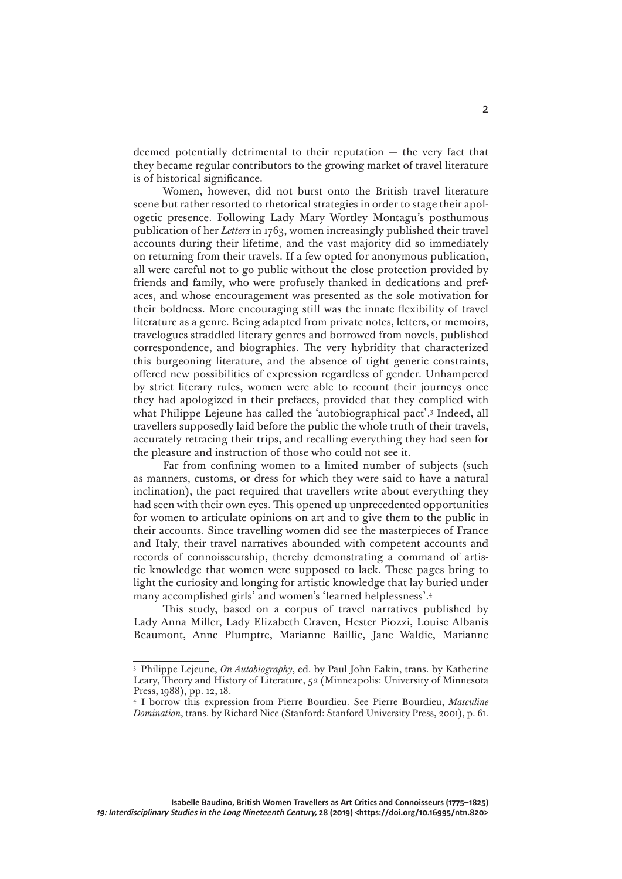deemed potentially detrimental to their reputation — the very fact that they became regular contributors to the growing market of travel literature is of historical significance.

Women, however, did not burst onto the British travel literature scene but rather resorted to rhetorical strategies in order to stage their apologetic presence. Following Lady Mary Wortley Montagu's posthumous publication of her *Letters* in 1763, women increasingly published their travel accounts during their lifetime, and the vast majority did so immediately on returning from their travels. If a few opted for anonymous publication, all were careful not to go public without the close protection provided by friends and family, who were profusely thanked in dedications and prefaces, and whose encouragement was presented as the sole motivation for their boldness. More encouraging still was the innate flexibility of travel literature as a genre. Being adapted from private notes, letters, or memoirs, travelogues straddled literary genres and borrowed from novels, published correspondence, and biographies. The very hybridity that characterized this burgeoning literature, and the absence of tight generic constraints, offered new possibilities of expression regardless of gender. Unhampered by strict literary rules, women were able to recount their journeys once they had apologized in their prefaces, provided that they complied with what Philippe Lejeune has called the 'autobiographical pact'.[3] Indeed, all travellers supposedly laid before the public the whole truth of their travels, accurately retracing their trips, and recalling everything they had seen for the pleasure and instruction of those who could not see it.

Far from confining women to a limited number of subjects (such as manners, customs, or dress for which they were said to have a natural inclination), the pact required that travellers write about everything they had seen with their own eyes. This opened up unprecedented opportunities for women to articulate opinions on art and to give them to the public in their accounts. Since travelling women did see the masterpieces of France and Italy, their travel narratives abounded with competent accounts and records of connoisseurship, thereby demonstrating a command of artistic knowledge that women were supposed to lack. These pages bring to light the curiosity and longing for artistic knowledge that lay buried under many accomplished girls' and women's 'learned helplessness'.[4]

This study, based on a corpus of travel narratives published by Lady Anna Miller, Lady Elizabeth Craven, Hester Piozzi, Louise Albanis Beaumont, Anne Plumptre, Marianne Baillie, Jane Waldie, Marianne

---

[3] Philippe Lejeune, *On Autobiography*, ed. by Paul John Eakin, trans. by Katherine Leary, Theory and History of Literature, 52 (Minneapolis: University of Minnesota Press, 1988), pp. 12, 18.

[4] I borrow this expression from Pierre Bourdieu. See Pierre Bourdieu, *Masculine Domination*, trans. by Richard Nice (Stanford: Stanford University Press, 2001), p. 61.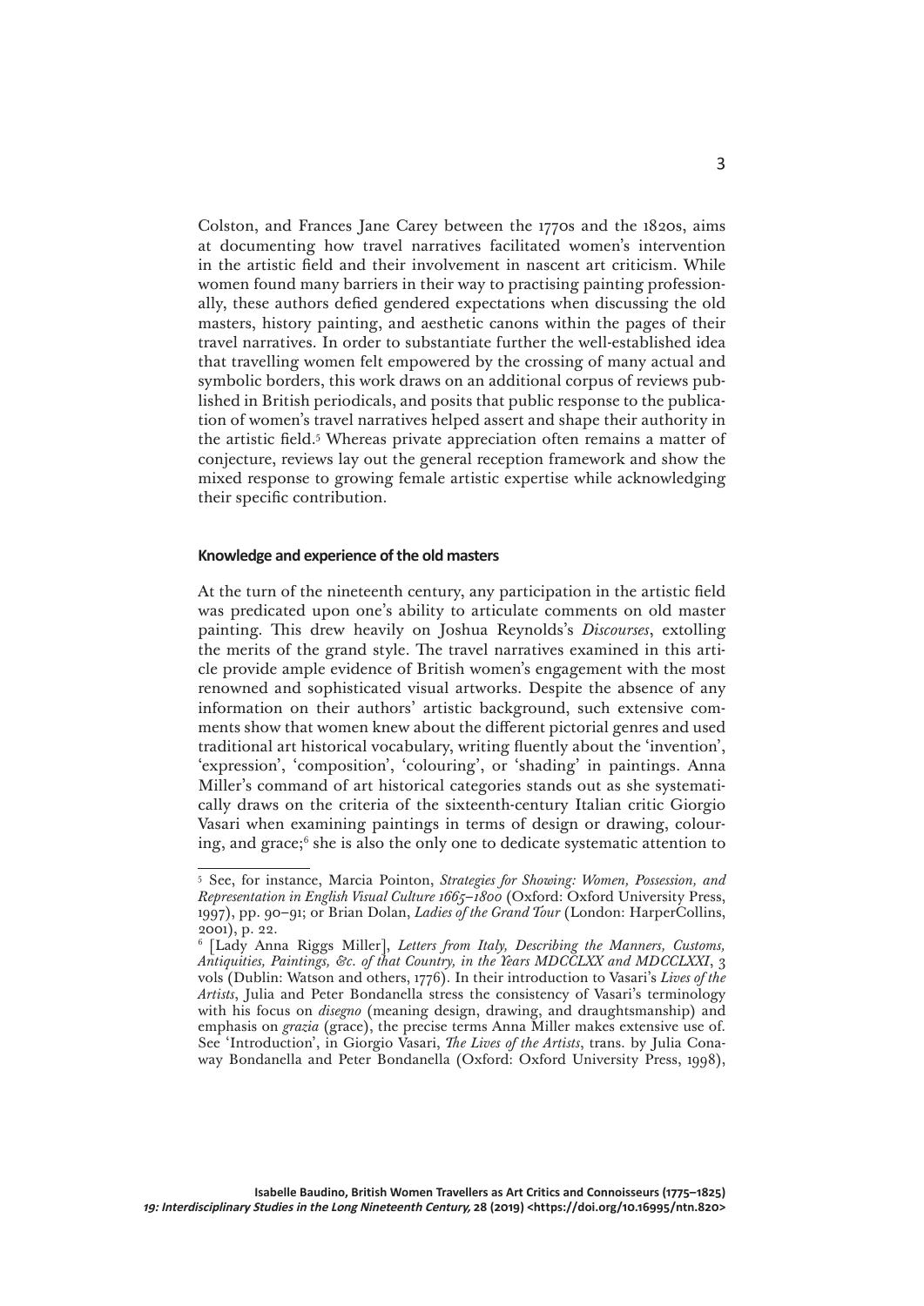Colston, and Frances Jane Carey between the 1770s and the 1820s, aims at documenting how travel narratives facilitated women's intervention in the artistic field and their involvement in nascent art criticism. While women found many barriers in their way to practising painting professionally, these authors defied gendered expectations when discussing the old masters, history painting, and aesthetic canons within the pages of their travel narratives. In order to substantiate further the well-established idea that travelling women felt empowered by the crossing of many actual and symbolic borders, this work draws on an additional corpus of reviews published in British periodicals, and posits that public response to the publication of women's travel narratives helped assert and shape their authority in the artistic field.[5] Whereas private appreciation often remains a matter of conjecture, reviews lay out the general reception framework and show the mixed response to growing female artistic expertise while acknowledging their specific contribution.

#### Knowledge and experience of the old masters

At the turn of the nineteenth century, any participation in the artistic field was predicated upon one's ability to articulate comments on old master painting. This drew heavily on Joshua Reynolds's *Discourses*, extolling the merits of the grand style. The travel narratives examined in this article provide ample evidence of British women's engagement with the most renowned and sophisticated visual artworks. Despite the absence of any information on their authors' artistic background, such extensive comments show that women knew about the different pictorial genres and used traditional art historical vocabulary, writing fluently about the 'invention', 'expression', 'composition', 'colouring', or 'shading' in paintings. Anna Miller's command of art historical categories stands out as she systematically draws on the criteria of the sixteenth-century Italian critic Giorgio Vasari when examining paintings in terms of design or drawing, colouring, and grace;[6] she is also the only one to dedicate systematic attention to

---

[5] See, for instance, Marcia Pointon, *Strategies for Showing: Women, Possession, and Representation in English Visual Culture 1665–1800* (Oxford: Oxford University Press, 1997), pp. 90–91; or Brian Dolan, *Ladies of the Grand Tour* (London: HarperCollins, 2001), p. 22.

[6] [Lady Anna Riggs Miller], *Letters from Italy, Describing the Manners, Customs, Antiquities, Paintings, &c. of that Country, in the Years MDCCLXX and MDCCLXXI*, 3 vols (Dublin: Watson and others, 1776). In their introduction to Vasari's *Lives of the Artists*, Julia and Peter Bondanella stress the consistency of Vasari's terminology with his focus on *disegno* (meaning design, drawing, and draughtsmanship) and emphasis on *grazia* (grace), the precise terms Anna Miller makes extensive use of. See 'Introduction', in Giorgio Vasari, *The Lives of the Artists*, trans. by Julia Conaway Bondanella and Peter Bondanella (Oxford: Oxford University Press, 1998),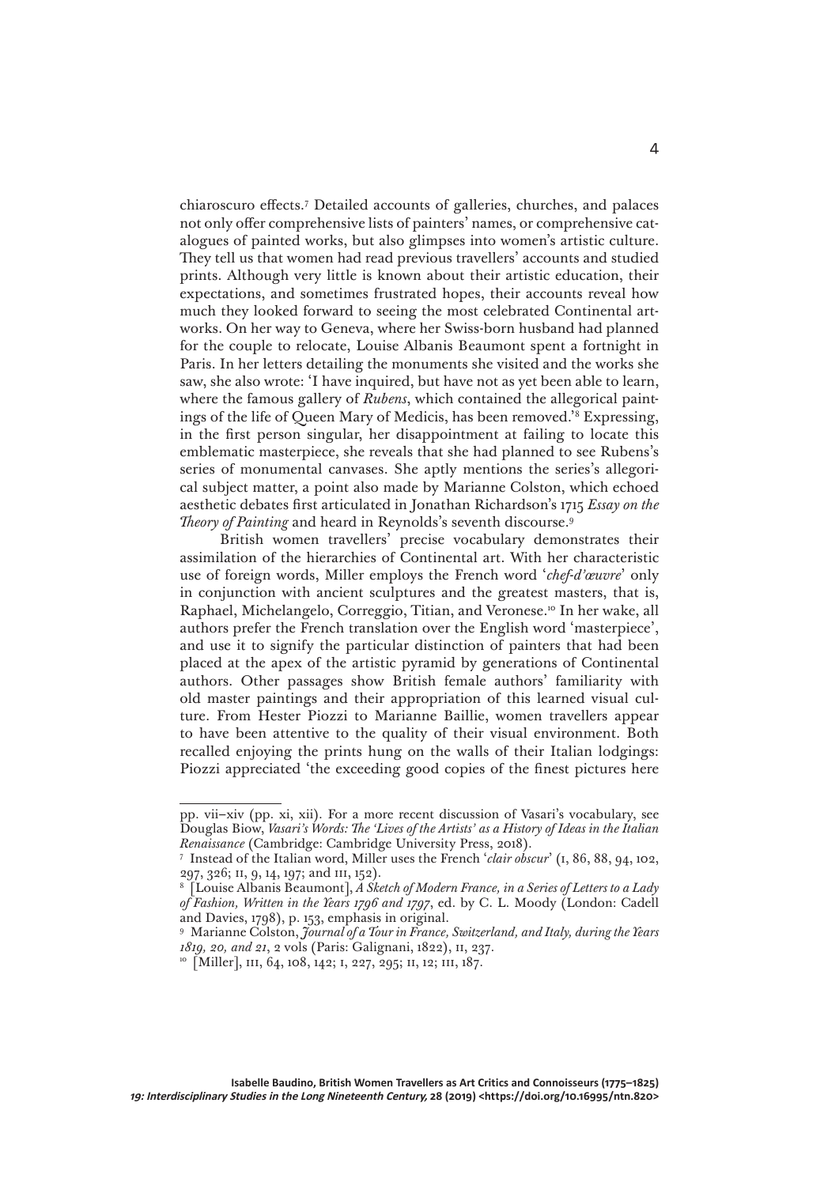chiaroscuro effects.[7] Detailed accounts of galleries, churches, and palaces not only offer comprehensive lists of painters' names, or comprehensive catalogues of painted works, but also glimpses into women's artistic culture. They tell us that women had read previous travellers' accounts and studied prints. Although very little is known about their artistic education, their expectations, and sometimes frustrated hopes, their accounts reveal how much they looked forward to seeing the most celebrated Continental artworks. On her way to Geneva, where her Swiss-born husband had planned for the couple to relocate, Louise Albanis Beaumont spent a fortnight in Paris. In her letters detailing the monuments she visited and the works she saw, she also wrote: 'I have inquired, but have not as yet been able to learn, where the famous gallery of *Rubens*, which contained the allegorical paintings of the life of Queen Mary of Medicis, has been removed.'[8] Expressing, in the first person singular, her disappointment at failing to locate this emblematic masterpiece, she reveals that she had planned to see Rubens's series of monumental canvases. She aptly mentions the series's allegorical subject matter, a point also made by Marianne Colston, which echoed aesthetic debates first articulated in Jonathan Richardson's 1715 *Essay on the Theory of Painting* and heard in Reynolds's seventh discourse.[9]

British women travellers' precise vocabulary demonstrates their assimilation of the hierarchies of Continental art. With her characteristic use of foreign words, Miller employs the French word '*chef-d'œuvre*' only in conjunction with ancient sculptures and the greatest masters, that is, Raphael, Michelangelo, Correggio, Titian, and Veronese.[10] In her wake, all authors prefer the French translation over the English word 'masterpiece', and use it to signify the particular distinction of painters that had been placed at the apex of the artistic pyramid by generations of Continental authors. Other passages show British female authors' familiarity with old master paintings and their appropriation of this learned visual culture. From Hester Piozzi to Marianne Baillie, women travellers appear to have been attentive to the quality of their visual environment. Both recalled enjoying the prints hung on the walls of their Italian lodgings: Piozzi appreciated 'the exceeding good copies of the finest pictures here

---

pp. vii–xiv (pp. xi, xii). For a more recent discussion of Vasari's vocabulary, see Douglas Biow, *Vasari's Words: The 'Lives of the Artists' as a History of Ideas in the Italian Renaissance* (Cambridge: Cambridge University Press, 2018).

[7] Instead of the Italian word, Miller uses the French '*clair obscur*' (I, 86, 88, 94, 102, 297, 326; II, 9, 14, 197; and III, 152).

[8] [Louise Albanis Beaumont], *A Sketch of Modern France, in a Series of Letters to a Lady of Fashion, Written in the Years 1796 and 1797*, ed. by C. L. Moody (London: Cadell and Davies, 1798), p. 153, emphasis in original.

[9] Marianne Colston, *Journal of a Tour in France, Switzerland, and Italy, during the Years 1819, 20, and 21*, 2 vols (Paris: Galignani, 1822), II, 237.

[10] [Miller], III, 64, 108, 142; I, 227, 295; II, 12; III, 187.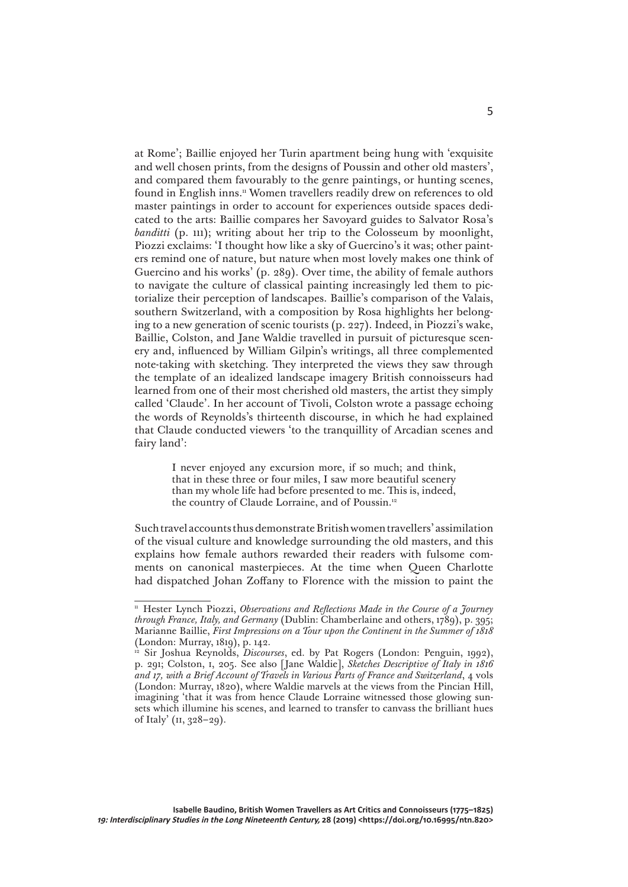at Rome'; Baillie enjoyed her Turin apartment being hung with 'exquisite and well chosen prints, from the designs of Poussin and other old masters', and compared them favourably to the genre paintings, or hunting scenes, found in English inns.[11] Women travellers readily drew on references to old master paintings in order to account for experiences outside spaces dedicated to the arts: Baillie compares her Savoyard guides to Salvator Rosa's *banditti* (p. 111); writing about her trip to the Colosseum by moonlight, Piozzi exclaims: 'I thought how like a sky of Guercino's it was; other painters remind one of nature, but nature when most lovely makes one think of Guercino and his works' (p. 289). Over time, the ability of female authors to navigate the culture of classical painting increasingly led them to pictorialize their perception of landscapes. Baillie's comparison of the Valais, southern Switzerland, with a composition by Rosa highlights her belonging to a new generation of scenic tourists (p. 227). Indeed, in Piozzi's wake, Baillie, Colston, and Jane Waldie travelled in pursuit of picturesque scenery and, influenced by William Gilpin's writings, all three complemented note-taking with sketching. They interpreted the views they saw through the template of an idealized landscape imagery British connoisseurs had learned from one of their most cherished old masters, the artist they simply called 'Claude'. In her account of Tivoli, Colston wrote a passage echoing the words of Reynolds's thirteenth discourse, in which he had explained that Claude conducted viewers 'to the tranquillity of Arcadian scenes and fairy land':

> I never enjoyed any excursion more, if so much; and think, that in these three or four miles, I saw more beautiful scenery than my whole life had before presented to me. This is, indeed, the country of Claude Lorraine, and of Poussin.[12]

Such travel accounts thus demonstrate British women travellers' assimilation of the visual culture and knowledge surrounding the old masters, and this explains how female authors rewarded their readers with fulsome comments on canonical masterpieces. At the time when Queen Charlotte had dispatched Johan Zoffany to Florence with the mission to paint the

---

[11] Hester Lynch Piozzi, *Observations and Reflections Made in the Course of a Journey through France, Italy, and Germany* (Dublin: Chamberlaine and others, 1789), p. 395; Marianne Baillie, *First Impressions on a Tour upon the Continent in the Summer of 1818* (London: Murray, 1819), p. 142.

[12] Sir Joshua Reynolds, *Discourses*, ed. by Pat Rogers (London: Penguin, 1992), p. 291; Colston, I, 205. See also [Jane Waldie], *Sketches Descriptive of Italy in 1816 and 17, with a Brief Account of Travels in Various Parts of France and Switzerland*, 4 vols (London: Murray, 1820), where Waldie marvels at the views from the Pincian Hill, imagining 'that it was from hence Claude Lorraine witnessed those glowing sunsets which illumine his scenes, and learned to transfer to canvass the brilliant hues of Italy' (II, 328–29).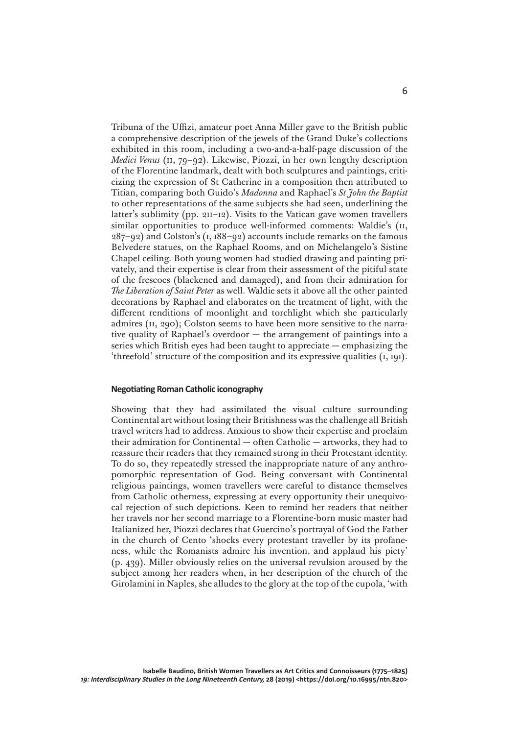Tribuna of the Uffizi, amateur poet Anna Miller gave to the British public a comprehensive description of the jewels of the Grand Duke's collections exhibited in this room, including a two-and-a-half-page discussion of the *Medici Venus* (II, 79–92). Likewise, Piozzi, in her own lengthy description of the Florentine landmark, dealt with both sculptures and paintings, criticizing the expression of St Catherine in a composition then attributed to Titian, comparing both Guido's *Madonna* and Raphael's *St John the Baptist* to other representations of the same subjects she had seen, underlining the latter's sublimity (pp. 211–12). Visits to the Vatican gave women travellers similar opportunities to produce well-informed comments: Waldie's (II, 287–92) and Colston's (I, 188–92) accounts include remarks on the famous Belvedere statues, on the Raphael Rooms, and on Michelangelo's Sistine Chapel ceiling. Both young women had studied drawing and painting privately, and their expertise is clear from their assessment of the pitiful state of the frescoes (blackened and damaged), and from their admiration for *The Liberation of Saint Peter* as well. Waldie sets it above all the other painted decorations by Raphael and elaborates on the treatment of light, with the different renditions of moonlight and torchlight which she particularly admires (II, 290); Colston seems to have been more sensitive to the narrative quality of Raphael's overdoor — the arrangement of paintings into a series which British eyes had been taught to appreciate — emphasizing the 'threefold' structure of the composition and its expressive qualities (I, 191).

### Negotiating Roman Catholic iconography

Showing that they had assimilated the visual culture surrounding Continental art without losing their Britishness was the challenge all British travel writers had to address. Anxious to show their expertise and proclaim their admiration for Continental — often Catholic — artworks, they had to reassure their readers that they remained strong in their Protestant identity. To do so, they repeatedly stressed the inappropriate nature of any anthropomorphic representation of God. Being conversant with Continental religious paintings, women travellers were careful to distance themselves from Catholic otherness, expressing at every opportunity their unequivocal rejection of such depictions. Keen to remind her readers that neither her travels nor her second marriage to a Florentine-born music master had Italianized her, Piozzi declares that Guercino's portrayal of God the Father in the church of Cento 'shocks every protestant traveller by its profaneness, while the Romanists admire his invention, and applaud his piety' (p. 439). Miller obviously relies on the universal revulsion aroused by the subject among her readers when, in her description of the church of the Girolamini in Naples, she alludes to the glory at the top of the cupola, 'with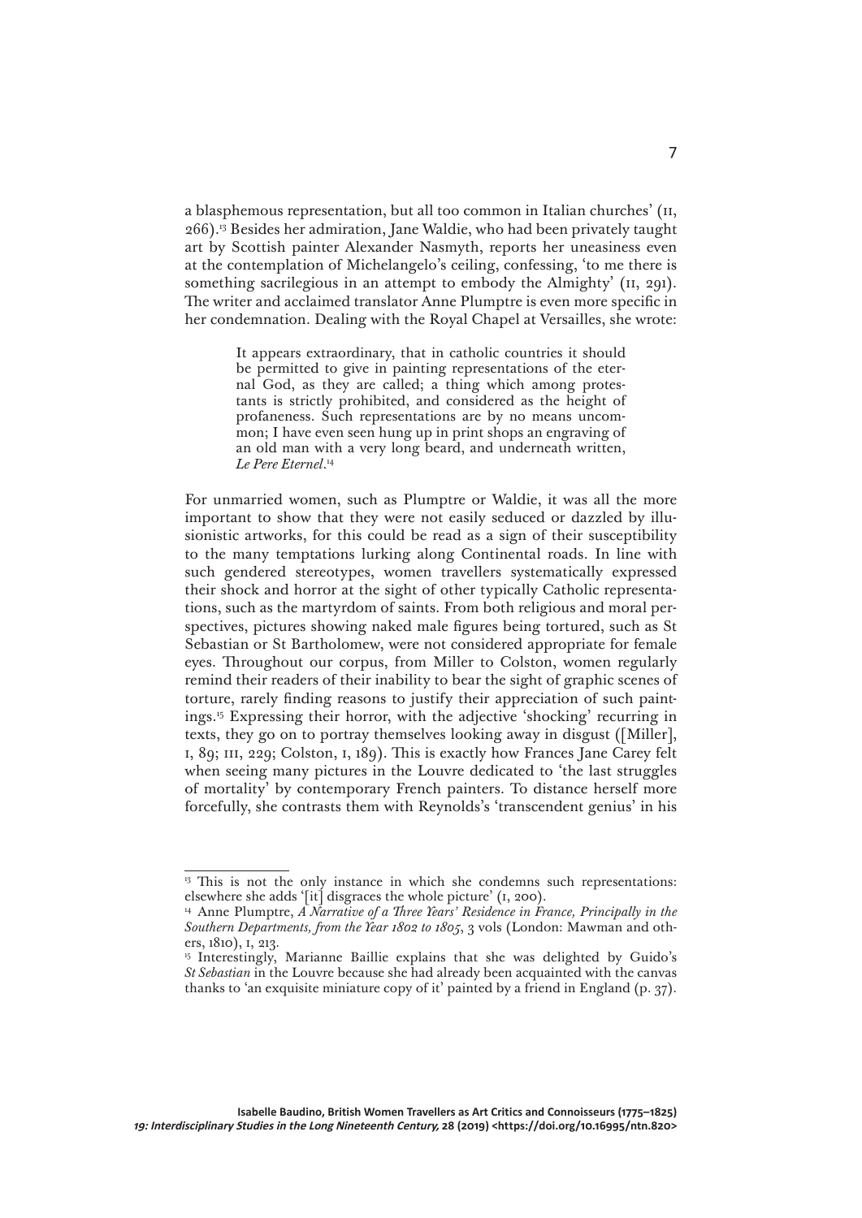a blasphemous representation, but all too common in Italian churches' (II, 266).[13] Besides her admiration, Jane Waldie, who had been privately taught art by Scottish painter Alexander Nasmyth, reports her uneasiness even at the contemplation of Michelangelo's ceiling, confessing, 'to me there is something sacrilegious in an attempt to embody the Almighty' (II, 291). The writer and acclaimed translator Anne Plumptre is even more specific in her condemnation. Dealing with the Royal Chapel at Versailles, she wrote:

> It appears extraordinary, that in catholic countries it should be permitted to give in painting representations of the eternal God, as they are called; a thing which among protestants is strictly prohibited, and considered as the height of profaneness. Such representations are by no means uncommon; I have even seen hung up in print shops an engraving of an old man with a very long beard, and underneath written, *Le Pere Eternel*.[14]

For unmarried women, such as Plumptre or Waldie, it was all the more important to show that they were not easily seduced or dazzled by illusionistic artworks, for this could be read as a sign of their susceptibility to the many temptations lurking along Continental roads. In line with such gendered stereotypes, women travellers systematically expressed their shock and horror at the sight of other typically Catholic representations, such as the martyrdom of saints. From both religious and moral perspectives, pictures showing naked male figures being tortured, such as St Sebastian or St Bartholomew, were not considered appropriate for female eyes. Throughout our corpus, from Miller to Colston, women regularly remind their readers of their inability to bear the sight of graphic scenes of torture, rarely finding reasons to justify their appreciation of such paintings.[15] Expressing their horror, with the adjective 'shocking' recurring in texts, they go on to portray themselves looking away in disgust ([Miller], I, 89; III, 229; Colston, I, 189). This is exactly how Frances Jane Carey felt when seeing many pictures in the Louvre dedicated to 'the last struggles of mortality' by contemporary French painters. To distance herself more forcefully, she contrasts them with Reynolds's 'transcendent genius' in his

---

[13] This is not the only instance in which she condemns such representations: elsewhere she adds '[it] disgraces the whole picture' (I, 200).

[14] Anne Plumptre, *A Narrative of a Three Years' Residence in France, Principally in the Southern Departments, from the Year 1802 to 1805*, 3 vols (London: Mawman and others, 1810), I, 213.

[15] Interestingly, Marianne Baillie explains that she was delighted by Guido's *St Sebastian* in the Louvre because she had already been acquainted with the canvas thanks to 'an exquisite miniature copy of it' painted by a friend in England (p. 37).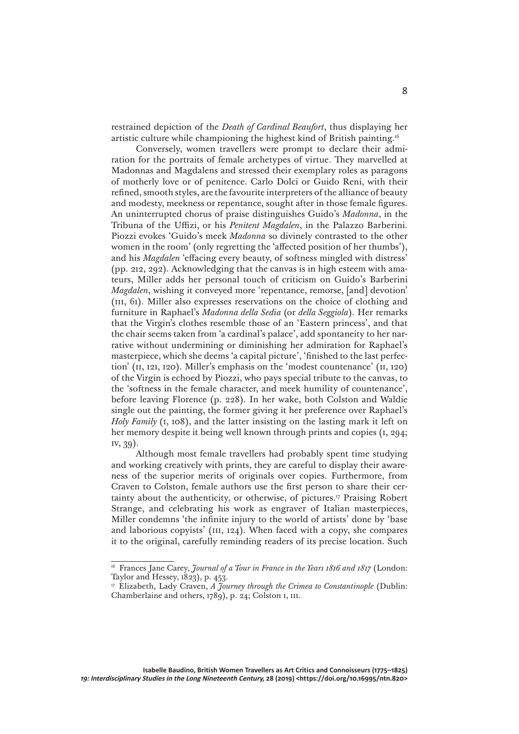restrained depiction of the *Death of Cardinal Beaufort*, thus displaying her artistic culture while championing the highest kind of British painting.[16]

Conversely, women travellers were prompt to declare their admiration for the portraits of female archetypes of virtue. They marvelled at Madonnas and Magdalens and stressed their exemplary roles as paragons of motherly love or of penitence. Carlo Dolci or Guido Reni, with their refined, smooth styles, are the favourite interpreters of the alliance of beauty and modesty, meekness or repentance, sought after in those female figures. An uninterrupted chorus of praise distinguishes Guido's *Madonna*, in the Tribuna of the Uffizi, or his *Penitent Magdalen*, in the Palazzo Barberini. Piozzi evokes 'Guido's meek *Madonna* so divinely contrasted to the other women in the room' (only regretting the 'affected position of her thumbs'), and his *Magdalen* 'effacing every beauty, of softness mingled with distress' (pp. 212, 292). Acknowledging that the canvas is in high esteem with amateurs, Miller adds her personal touch of criticism on Guido's Barberini *Magdalen*, wishing it conveyed more 'repentance, remorse, [and] devotion' (III, 61). Miller also expresses reservations on the choice of clothing and furniture in Raphael's *Madonna della Sedia* (or *della Seggiola*). Her remarks that the Virgin's clothes resemble those of an 'Eastern princess', and that the chair seems taken from 'a cardinal's palace', add spontaneity to her narrative without undermining or diminishing her admiration for Raphael's masterpiece, which she deems 'a capital picture', 'finished to the last perfection' (II, 121, 120). Miller's emphasis on the 'modest countenance' (II, 120) of the Virgin is echoed by Piozzi, who pays special tribute to the canvas, to the 'softness in the female character, and meek humility of countenance', before leaving Florence (p. 228). In her wake, both Colston and Waldie single out the painting, the former giving it her preference over Raphael's *Holy Family* (I, 108), and the latter insisting on the lasting mark it left on her memory despite it being well known through prints and copies (I, 294; IV, 39).

Although most female travellers had probably spent time studying and working creatively with prints, they are careful to display their awareness of the superior merits of originals over copies. Furthermore, from Craven to Colston, female authors use the first person to share their certainty about the authenticity, or otherwise, of pictures.[17] Praising Robert Strange, and celebrating his work as engraver of Italian masterpieces, Miller condemns 'the infinite injury to the world of artists' done by 'base and laborious copyists' (III, 124). When faced with a copy, she compares it to the original, carefully reminding readers of its precise location. Such

---

[16] Frances Jane Carey, *Journal of a Tour in France in the Years 1816 and 1817* (London: Taylor and Hessey, 1823), p. 453.

[17] Elizabeth, Lady Craven, *A Journey through the Crimea to Constantinople* (Dublin: Chamberlaine and others, 1789), p. 24; Colston I, 111.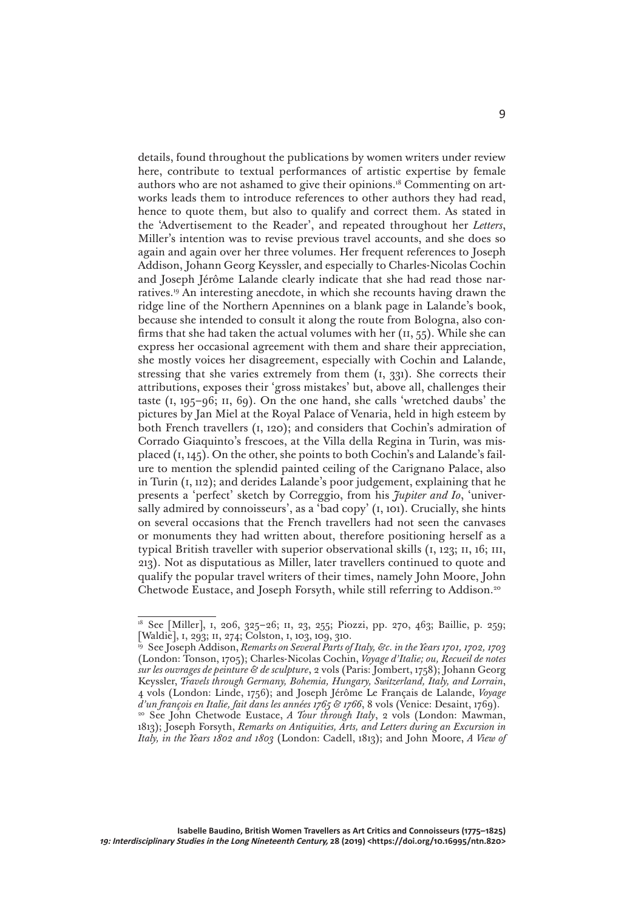details, found throughout the publications by women writers under review here, contribute to textual performances of artistic expertise by female authors who are not ashamed to give their opinions.[18] Commenting on artworks leads them to introduce references to other authors they had read, hence to quote them, but also to qualify and correct them. As stated in the 'Advertisement to the Reader', and repeated throughout her *Letters*, Miller's intention was to revise previous travel accounts, and she does so again and again over her three volumes. Her frequent references to Joseph Addison, Johann Georg Keyssler, and especially to Charles-Nicolas Cochin and Joseph Jérôme Lalande clearly indicate that she had read those narratives.[19] An interesting anecdote, in which she recounts having drawn the ridge line of the Northern Apennines on a blank page in Lalande's book, because she intended to consult it along the route from Bologna, also confirms that she had taken the actual volumes with her (II, 55). While she can express her occasional agreement with them and share their appreciation, she mostly voices her disagreement, especially with Cochin and Lalande, stressing that she varies extremely from them (I, 331). She corrects their attributions, exposes their 'gross mistakes' but, above all, challenges their taste (I, 195–96; II, 69). On the one hand, she calls 'wretched daubs' the pictures by Jan Miel at the Royal Palace of Venaria, held in high esteem by both French travellers (I, 120); and considers that Cochin's admiration of Corrado Giaquinto's frescoes, at the Villa della Regina in Turin, was misplaced (I, 145). On the other, she points to both Cochin's and Lalande's failure to mention the splendid painted ceiling of the Carignano Palace, also in Turin (I, 112); and derides Lalande's poor judgement, explaining that he presents a 'perfect' sketch by Correggio, from his *Jupiter and Io*, 'universally admired by connoisseurs', as a 'bad copy' (I, 101). Crucially, she hints on several occasions that the French travellers had not seen the canvases or monuments they had written about, therefore positioning herself as a typical British traveller with superior observational skills (I, 123; II, 16; III, 213). Not as disputatious as Miller, later travellers continued to quote and qualify the popular travel writers of their times, namely John Moore, John Chetwode Eustace, and Joseph Forsyth, while still referring to Addison.[20]

---

[18] See [Miller], I, 206, 325–26; II, 23, 255; Piozzi, pp. 270, 463; Baillie, p. 259; [Waldie], I, 293; II, 274; Colston, I, 103, 109, 310.

[19] See Joseph Addison, *Remarks on Several Parts of Italy, &c. in the Years 1701, 1702, 1703* (London: Tonson, 1705); Charles-Nicolas Cochin, *Voyage d'Italie; ou, Recueil de notes sur les ouvrages de peinture & de sculpture*, 2 vols (Paris: Jombert, 1758); Johann Georg Keyssler, *Travels through Germany, Bohemia, Hungary, Switzerland, Italy, and Lorrain*, 4 vols (London: Linde, 1756); and Joseph Jérôme Le Français de Lalande, *Voyage d'un françois en Italie, fait dans les années 1765 & 1766*, 8 vols (Venice: Desaint, 1769).

[20] See John Chetwode Eustace, *A Tour through Italy*, 2 vols (London: Mawman, 1813); Joseph Forsyth, *Remarks on Antiquities, Arts, and Letters during an Excursion in Italy, in the Years 1802 and 1803* (London: Cadell, 1813); and John Moore, *A View of*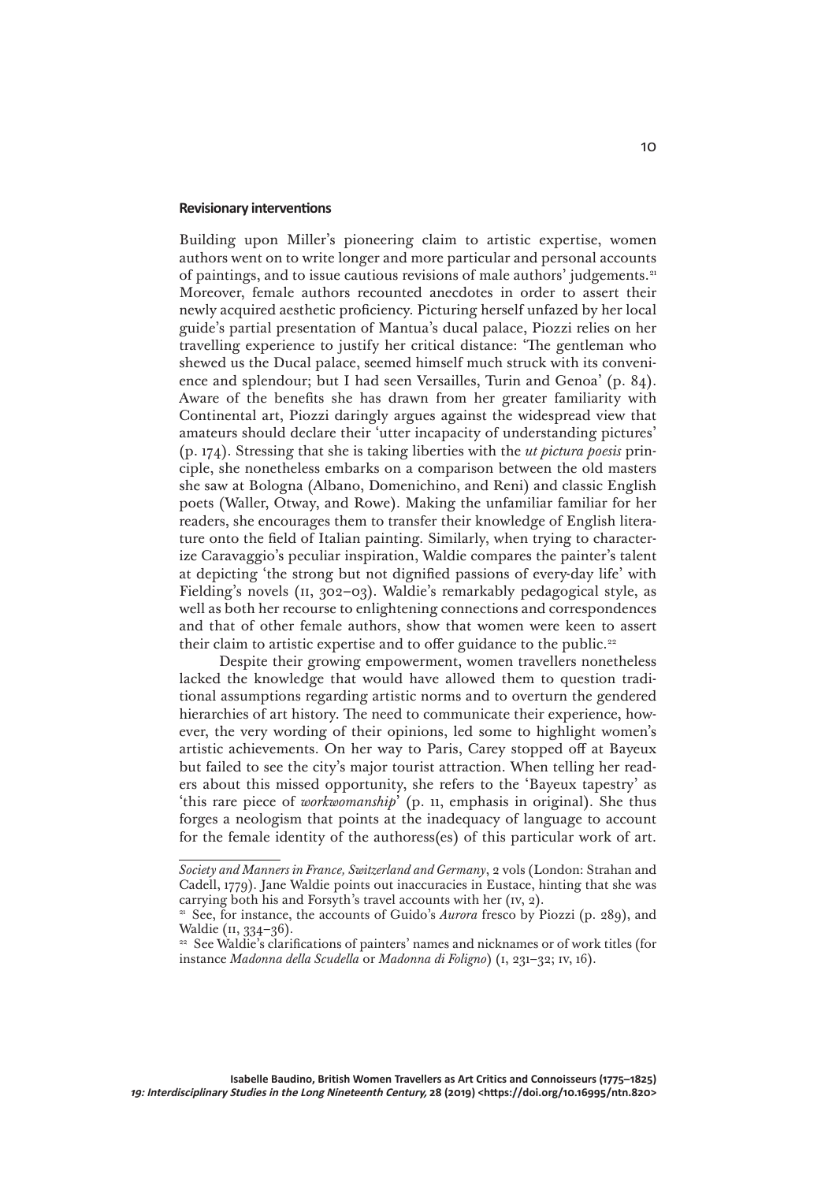### Revisionary interventions

Building upon Miller's pioneering claim to artistic expertise, women authors went on to write longer and more particular and personal accounts of paintings, and to issue cautious revisions of male authors' judgements.[21] Moreover, female authors recounted anecdotes in order to assert their newly acquired aesthetic proficiency. Picturing herself unfazed by her local guide's partial presentation of Mantua's ducal palace, Piozzi relies on her travelling experience to justify her critical distance: 'The gentleman who shewed us the Ducal palace, seemed himself much struck with its convenience and splendour; but I had seen Versailles, Turin and Genoa' (p. 84). Aware of the benefits she has drawn from her greater familiarity with Continental art, Piozzi daringly argues against the widespread view that amateurs should declare their 'utter incapacity of understanding pictures' (p. 174). Stressing that she is taking liberties with the *ut pictura poesis* principle, she nonetheless embarks on a comparison between the old masters she saw at Bologna (Albano, Domenichino, and Reni) and classic English poets (Waller, Otway, and Rowe). Making the unfamiliar familiar for her readers, she encourages them to transfer their knowledge of English literature onto the field of Italian painting. Similarly, when trying to characterize Caravaggio's peculiar inspiration, Waldie compares the painter's talent at depicting 'the strong but not dignified passions of every-day life' with Fielding's novels (II, 302–03). Waldie's remarkably pedagogical style, as well as both her recourse to enlightening connections and correspondences and that of other female authors, show that women were keen to assert their claim to artistic expertise and to offer guidance to the public.[22]

Despite their growing empowerment, women travellers nonetheless lacked the knowledge that would have allowed them to question traditional assumptions regarding artistic norms and to overturn the gendered hierarchies of art history. The need to communicate their experience, however, the very wording of their opinions, led some to highlight women's artistic achievements. On her way to Paris, Carey stopped off at Bayeux but failed to see the city's major tourist attraction. When telling her readers about this missed opportunity, she refers to the 'Bayeux tapestry' as 'this rare piece of *workwomanship*' (p. 11, emphasis in original). She thus forges a neologism that points at the inadequacy of language to account for the female identity of the authoress(es) of this particular work of art.

---

*Society and Manners in France, Switzerland and Germany*, 2 vols (London: Strahan and Cadell, 1779). Jane Waldie points out inaccuracies in Eustace, hinting that she was carrying both his and Forsyth's travel accounts with her (IV, 2).

[21] See, for instance, the accounts of Guido's *Aurora* fresco by Piozzi (p. 289), and Waldie (II, 334–36).

[22] See Waldie's clarifications of painters' names and nicknames or of work titles (for instance *Madonna della Scudella* or *Madonna di Foligno*) (I, 231–32; IV, 16).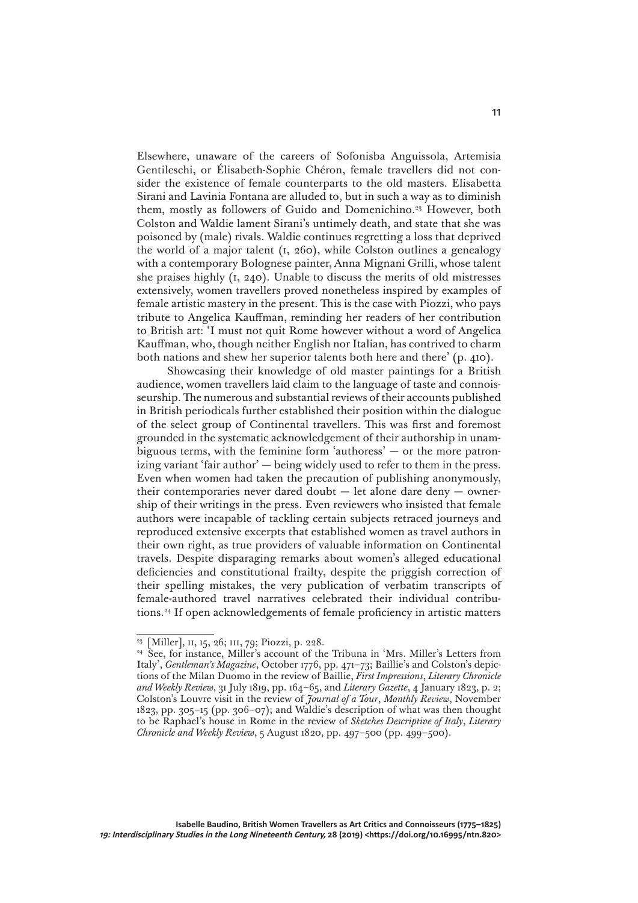Elsewhere, unaware of the careers of Sofonisba Anguissola, Artemisia Gentileschi, or Élisabeth-Sophie Chéron, female travellers did not consider the existence of female counterparts to the old masters. Elisabetta Sirani and Lavinia Fontana are alluded to, but in such a way as to diminish them, mostly as followers of Guido and Domenichino.[23] However, both Colston and Waldie lament Sirani's untimely death, and state that she was poisoned by (male) rivals. Waldie continues regretting a loss that deprived the world of a major talent (I, 260), while Colston outlines a genealogy with a contemporary Bolognese painter, Anna Mignani Grilli, whose talent she praises highly (I, 240). Unable to discuss the merits of old mistresses extensively, women travellers proved nonetheless inspired by examples of female artistic mastery in the present. This is the case with Piozzi, who pays tribute to Angelica Kauffman, reminding her readers of her contribution to British art: 'I must not quit Rome however without a word of Angelica Kauffman, who, though neither English nor Italian, has contrived to charm both nations and shew her superior talents both here and there' (p. 410).

Showcasing their knowledge of old master paintings for a British audience, women travellers laid claim to the language of taste and connoisseurship. The numerous and substantial reviews of their accounts published in British periodicals further established their position within the dialogue of the select group of Continental travellers. This was first and foremost grounded in the systematic acknowledgement of their authorship in unambiguous terms, with the feminine form 'authoress' — or the more patronizing variant 'fair author' — being widely used to refer to them in the press. Even when women had taken the precaution of publishing anonymously, their contemporaries never dared doubt — let alone dare deny — ownership of their writings in the press. Even reviewers who insisted that female authors were incapable of tackling certain subjects retraced journeys and reproduced extensive excerpts that established women as travel authors in their own right, as true providers of valuable information on Continental travels. Despite disparaging remarks about women's alleged educational deficiencies and constitutional frailty, despite the priggish correction of their spelling mistakes, the very publication of verbatim transcripts of female-authored travel narratives celebrated their individual contributions.[24] If open acknowledgements of female proficiency in artistic matters

---

[23] [Miller], II, 15, 26; III, 79; Piozzi, p. 228.

[24] See, for instance, Miller's account of the Tribuna in 'Mrs. Miller's Letters from Italy', *Gentleman's Magazine*, October 1776, pp. 471–73; Baillie's and Colston's depictions of the Milan Duomo in the review of Baillie, *First Impressions*, *Literary Chronicle and Weekly Review*, 31 July 1819, pp. 164–65, and *Literary Gazette*, 4 January 1823, p. 2; Colston's Louvre visit in the review of *Journal of a Tour*, *Monthly Review*, November 1823, pp. 305–15 (pp. 306–07); and Waldie's description of what was then thought to be Raphael's house in Rome in the review of *Sketches Descriptive of Italy*, *Literary Chronicle and Weekly Review*, 5 August 1820, pp. 497–500 (pp. 499–500).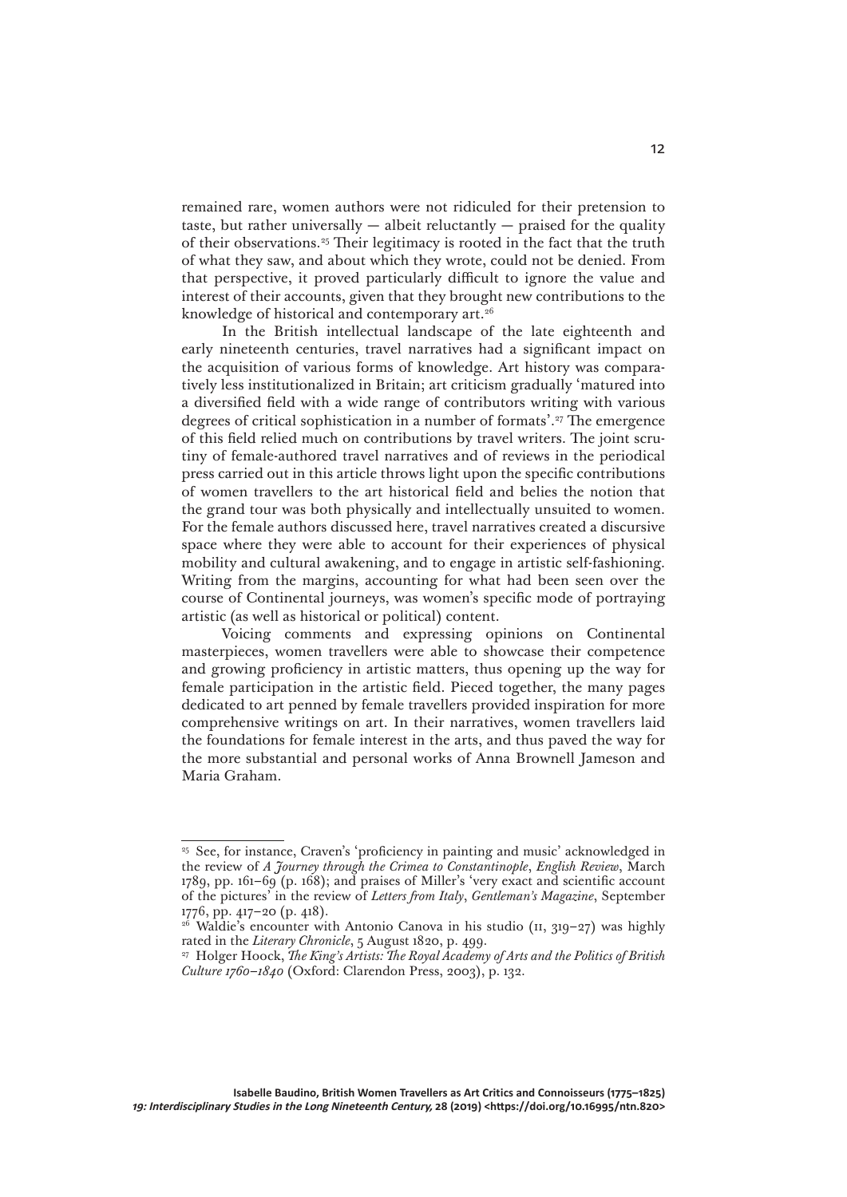remained rare, women authors were not ridiculed for their pretension to taste, but rather universally — albeit reluctantly — praised for the quality of their observations.[25] Their legitimacy is rooted in the fact that the truth of what they saw, and about which they wrote, could not be denied. From that perspective, it proved particularly difficult to ignore the value and interest of their accounts, given that they brought new contributions to the knowledge of historical and contemporary art.[26]

In the British intellectual landscape of the late eighteenth and early nineteenth centuries, travel narratives had a significant impact on the acquisition of various forms of knowledge. Art history was comparatively less institutionalized in Britain; art criticism gradually 'matured into a diversified field with a wide range of contributors writing with various degrees of critical sophistication in a number of formats'.[27] The emergence of this field relied much on contributions by travel writers. The joint scrutiny of female-authored travel narratives and of reviews in the periodical press carried out in this article throws light upon the specific contributions of women travellers to the art historical field and belies the notion that the grand tour was both physically and intellectually unsuited to women. For the female authors discussed here, travel narratives created a discursive space where they were able to account for their experiences of physical mobility and cultural awakening, and to engage in artistic self-fashioning. Writing from the margins, accounting for what had been seen over the course of Continental journeys, was women's specific mode of portraying artistic (as well as historical or political) content.

Voicing comments and expressing opinions on Continental masterpieces, women travellers were able to showcase their competence and growing proficiency in artistic matters, thus opening up the way for female participation in the artistic field. Pieced together, the many pages dedicated to art penned by female travellers provided inspiration for more comprehensive writings on art. In their narratives, women travellers laid the foundations for female interest in the arts, and thus paved the way for the more substantial and personal works of Anna Brownell Jameson and Maria Graham.

---

[25] See, for instance, Craven's 'proficiency in painting and music' acknowledged in the review of *A Journey through the Crimea to Constantinople*, *English Review*, March 1789, pp. 161–69 (p. 168); and praises of Miller's 'very exact and scientific account of the pictures' in the review of *Letters from Italy*, *Gentleman's Magazine*, September 1776, pp. 417–20 (p. 418).

[26] Waldie's encounter with Antonio Canova in his studio (II, 319–27) was highly rated in the *Literary Chronicle*, 5 August 1820, p. 499.

[27] Holger Hoock, *The King's Artists: The Royal Academy of Arts and the Politics of British Culture 1760–1840* (Oxford: Clarendon Press, 2003), p. 132.